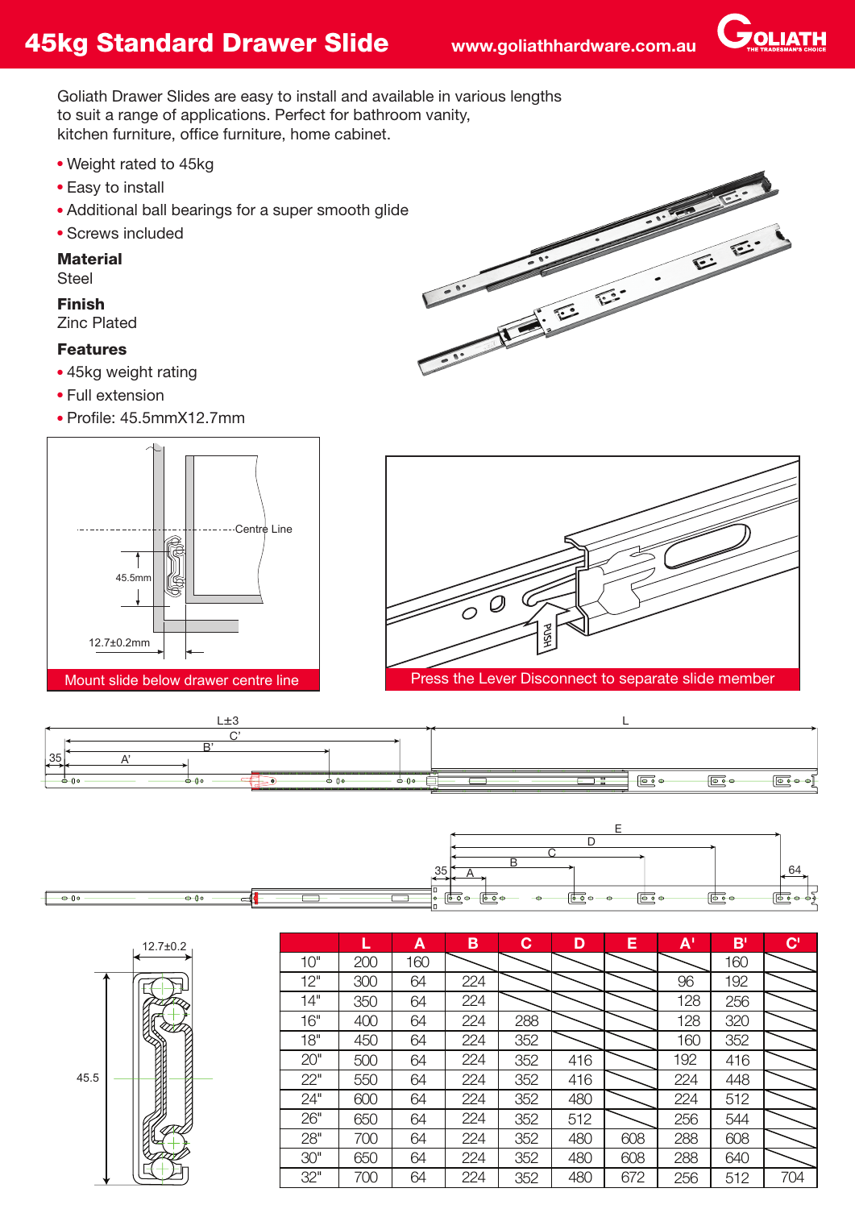# 45kg Standard Drawer Slide

www.goliathhardware.com.au

GOLIATH — THE TRADESMAN'S CHOICE

Goliath Drawer Slides are easy to install and available in various lengths to suit a range of applications. Perfect for bathroom vanity, kitchen furniture, office furniture, home cabinet.

- Weight rated to 45kg
- Easy to install
- Additional ball bearings for a super smooth glide
- Screws included

**Material**
Steel

**Finish**
Zinc Plated

**Features**
- 45kg weight rating
- Full extension
- Profile: 45.5mmX12.7mm

Mount slide below drawer centre line

Press the Lever Disconnect to separate slide member

| | L | A | B | C | D | E | A' | B' | C' |
|---|---|---|---|---|---|---|---|---|---|
| 10" | 200 | 160 | | | | | | 160 | |
| 12" | 300 | 64 | 224 | | | | 96 | 192 | |
| 14" | 350 | 64 | 224 | | | | 128 | 256 | |
| 16" | 400 | 64 | 224 | 288 | | | 128 | 320 | |
| 18" | 450 | 64 | 224 | 352 | | | 160 | 352 | |
| 20" | 500 | 64 | 224 | 352 | 416 | | 192 | 416 | |
| 22" | 550 | 64 | 224 | 352 | 416 | | 224 | 448 | |
| 24" | 600 | 64 | 224 | 352 | 480 | | 224 | 512 | |
| 26" | 650 | 64 | 224 | 352 | 512 | | 256 | 544 | |
| 28" | 700 | 64 | 224 | 352 | 480 | 608 | 288 | 608 | |
| 30" | 650 | 64 | 224 | 352 | 480 | 608 | 288 | 640 | |
| 32" | 700 | 64 | 224 | 352 | 480 | 672 | 256 | 512 | 704 |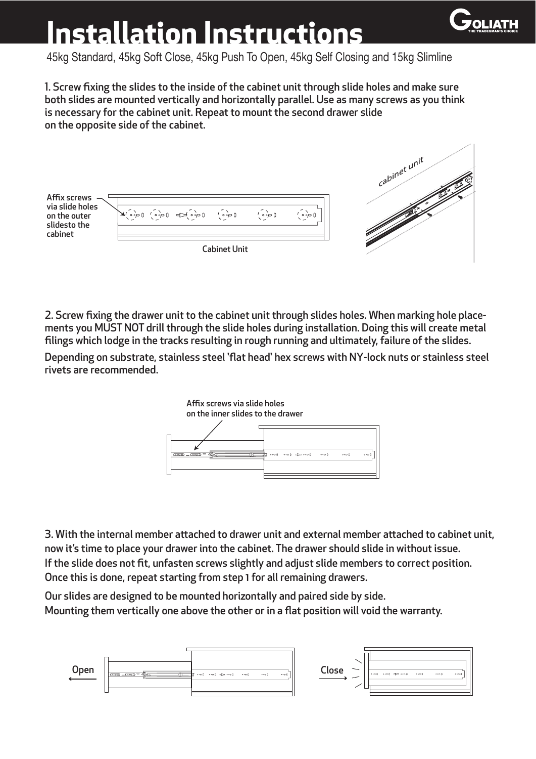# Installation Instructions

45kg Standard, 45kg Soft Close, 45kg Push To Open, 45kg Self Closing and 15kg Slimline

1. Screw fixing the slides to the inside of the cabinet unit through slide holes and make sure both slides are mounted vertically and horizontally parallel. Use as many screws as you think is necessary for the cabinet unit. Repeat to mount the second drawer slide on the opposite side of the cabinet.

Affix screws via slide holes on the outer slidesto the cabinet

Cabinet Unit

cabinet unit

2. Screw fixing the drawer unit to the cabinet unit through slides holes. When marking hole placements you MUST NOT drill through the slide holes during installation. Doing this will create metal filings which lodge in the tracks resulting in rough running and ultimately, failure of the slides.

Depending on substrate, stainless steel 'flat head' hex screws with NY-lock nuts or stainless steel rivets are recommended.

Affix screws via slide holes on the inner slides to the drawer

3. With the internal member attached to drawer unit and external member attached to cabinet unit, now it's time to place your drawer into the cabinet. The drawer should slide in without issue. If the slide does not fit, unfasten screws slightly and adjust slide members to correct position. Once this is done, repeat starting from step 1 for all remaining drawers.

Our slides are designed to be mounted horizontally and paired side by side. Mounting them vertically one above the other or in a flat position will void the warranty.

Open

Close